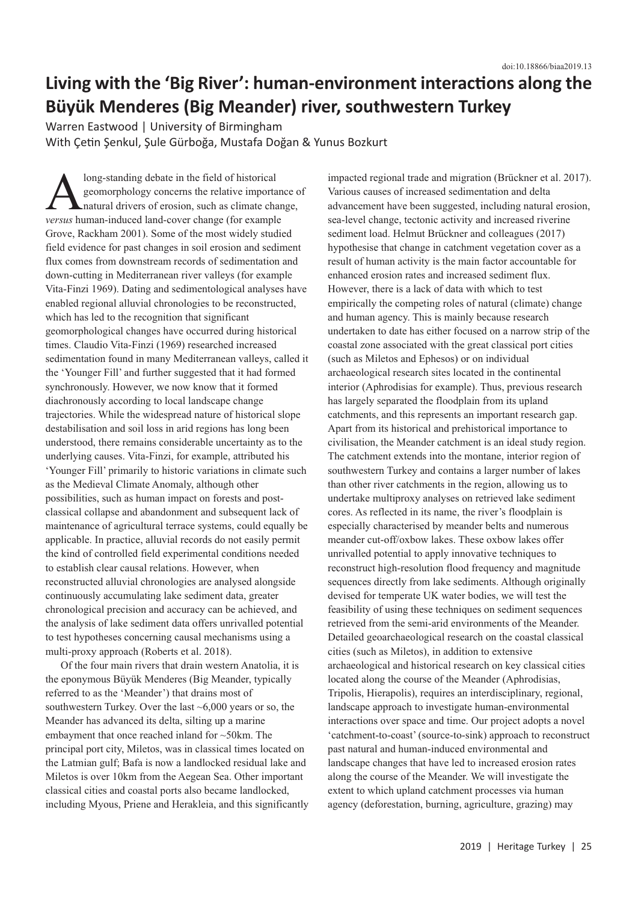doi:10.18866/biaa2019.13

# Living with the 'Big River': human-environment interactions along the Büyük Menderes (Big Meander) river, southwestern Turkey

Warren Eastwood | University of Birmingham
With Çetin Şenkul, Şule Gürboğa, Mustafa Doğan & Yunus Bozkurt

A long-standing debate in the field of historical geomorphology concerns the relative importance of natural drivers of erosion, such as climate change, *versus* human-induced land-cover change (for example Grove, Rackham 2001). Some of the most widely studied field evidence for past changes in soil erosion and sediment flux comes from downstream records of sedimentation and down-cutting in Mediterranean river valleys (for example Vita-Finzi 1969). Dating and sedimentological analyses have enabled regional alluvial chronologies to be reconstructed, which has led to the recognition that significant geomorphological changes have occurred during historical times. Claudio Vita-Finzi (1969) researched increased sedimentation found in many Mediterranean valleys, called it the 'Younger Fill' and further suggested that it had formed synchronously. However, we now know that it formed diachronously according to local landscape change trajectories. While the widespread nature of historical slope destabilisation and soil loss in arid regions has long been understood, there remains considerable uncertainty as to the underlying causes. Vita-Finzi, for example, attributed his 'Younger Fill' primarily to historic variations in climate such as the Medieval Climate Anomaly, although other possibilities, such as human impact on forests and post-classical collapse and abandonment and subsequent lack of maintenance of agricultural terrace systems, could equally be applicable. In practice, alluvial records do not easily permit the kind of controlled field experimental conditions needed to establish clear causal relations. However, when reconstructed alluvial chronologies are analysed alongside continuously accumulating lake sediment data, greater chronological precision and accuracy can be achieved, and the analysis of lake sediment data offers unrivalled potential to test hypotheses concerning causal mechanisms using a multi-proxy approach (Roberts et al. 2018).

Of the four main rivers that drain western Anatolia, it is the eponymous Büyük Menderes (Big Meander, typically referred to as the 'Meander') that drains most of southwestern Turkey. Over the last ~6,000 years or so, the Meander has advanced its delta, silting up a marine embayment that once reached inland for ~50km. The principal port city, Miletos, was in classical times located on the Latmian gulf; Bafa is now a landlocked residual lake and Miletos is over 10km from the Aegean Sea. Other important classical cities and coastal ports also became landlocked, including Myous, Priene and Herakleia, and this significantly impacted regional trade and migration (Brückner et al. 2017). Various causes of increased sedimentation and delta advancement have been suggested, including natural erosion, sea-level change, tectonic activity and increased riverine sediment load. Helmut Brückner and colleagues (2017) hypothesise that change in catchment vegetation cover as a result of human activity is the main factor accountable for enhanced erosion rates and increased sediment flux. However, there is a lack of data with which to test empirically the competing roles of natural (climate) change and human agency. This is mainly because research undertaken to date has either focused on a narrow strip of the coastal zone associated with the great classical port cities (such as Miletos and Ephesos) or on individual archaeological research sites located in the continental interior (Aphrodisias for example). Thus, previous research has largely separated the floodplain from its upland catchments, and this represents an important research gap. Apart from its historical and prehistorical importance to civilisation, the Meander catchment is an ideal study region. The catchment extends into the montane, interior region of southwestern Turkey and contains a larger number of lakes than other river catchments in the region, allowing us to undertake multiproxy analyses on retrieved lake sediment cores. As reflected in its name, the river's floodplain is especially characterised by meander belts and numerous meander cut-off/oxbow lakes. These oxbow lakes offer unrivalled potential to apply innovative techniques to reconstruct high-resolution flood frequency and magnitude sequences directly from lake sediments. Although originally devised for temperate UK water bodies, we will test the feasibility of using these techniques on sediment sequences retrieved from the semi-arid environments of the Meander. Detailed geoarchaeological research on the coastal classical cities (such as Miletos), in addition to extensive archaeological and historical research on key classical cities located along the course of the Meander (Aphrodisias, Tripolis, Hierapolis), requires an interdisciplinary, regional, landscape approach to investigate human-environmental interactions over space and time. Our project adopts a novel 'catchment-to-coast' (source-to-sink) approach to reconstruct past natural and human-induced environmental and landscape changes that have led to increased erosion rates along the course of the Meander. We will investigate the extent to which upland catchment processes via human agency (deforestation, burning, agriculture, grazing) may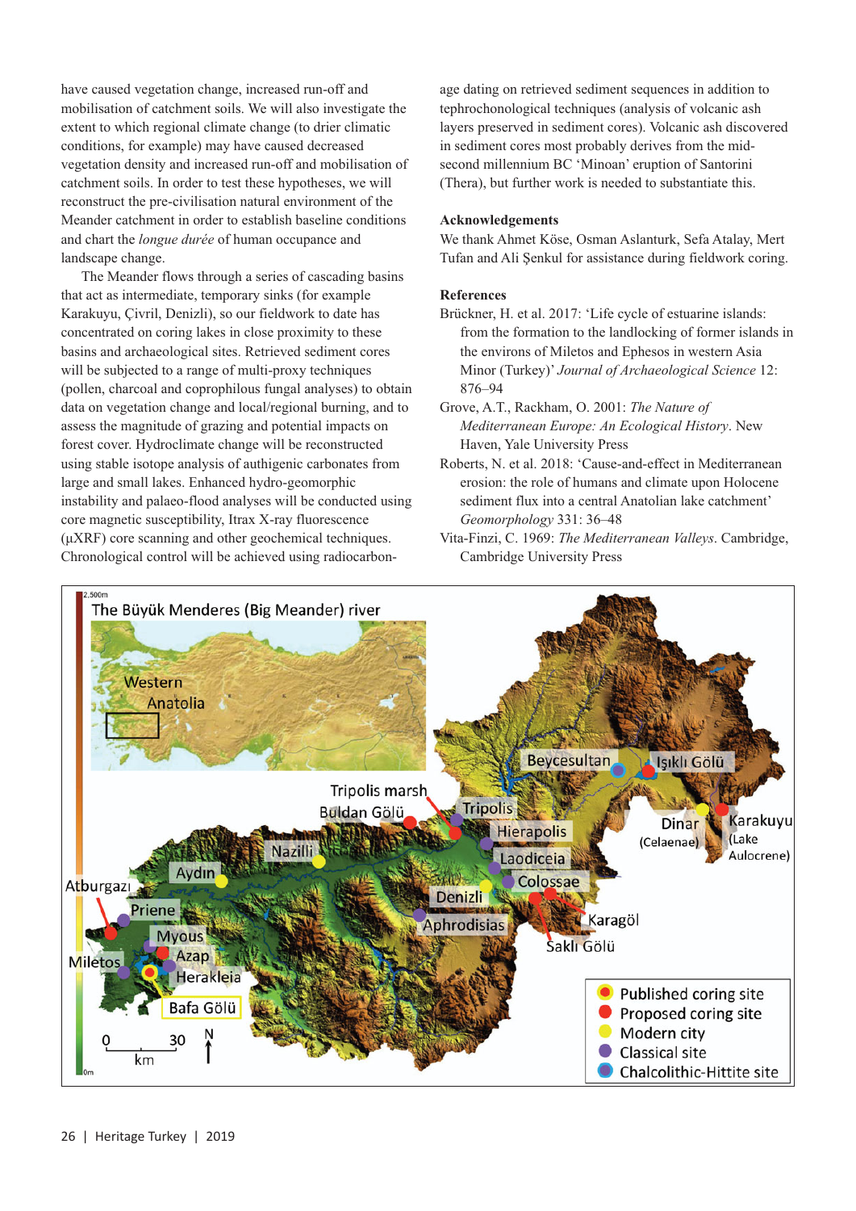have caused vegetation change, increased run-off and mobilisation of catchment soils. We will also investigate the extent to which regional climate change (to drier climatic conditions, for example) may have caused decreased vegetation density and increased run-off and mobilisation of catchment soils. In order to test these hypotheses, we will reconstruct the pre-civilisation natural environment of the Meander catchment in order to establish baseline conditions and chart the *longue durée* of human occupance and landscape change.

The Meander flows through a series of cascading basins that act as intermediate, temporary sinks (for example Karakuyu, Çivril, Denizli), so our fieldwork to date has concentrated on coring lakes in close proximity to these basins and archaeological sites. Retrieved sediment cores will be subjected to a range of multi-proxy techniques (pollen, charcoal and coprophilous fungal analyses) to obtain data on vegetation change and local/regional burning, and to assess the magnitude of grazing and potential impacts on forest cover. Hydroclimate change will be reconstructed using stable isotope analysis of authigenic carbonates from large and small lakes. Enhanced hydro-geomorphic instability and palaeo-flood analyses will be conducted using core magnetic susceptibility, Itrax X-ray fluorescence (µXRF) core scanning and other geochemical techniques. Chronological control will be achieved using radiocarbon-age dating on retrieved sediment sequences in addition to tephrochonological techniques (analysis of volcanic ash layers preserved in sediment cores). Volcanic ash discovered in sediment cores most probably derives from the mid-second millennium BC 'Minoan' eruption of Santorini (Thera), but further work is needed to substantiate this.

**Acknowledgements**

We thank Ahmet Köse, Osman Aslanturk, Sefa Atalay, Mert Tufan and Ali Şenkul for assistance during fieldwork coring.

**References**

Brückner, H. et al. 2017: 'Life cycle of estuarine islands: from the formation to the landlocking of former islands in the environs of Miletos and Ephesos in western Asia Minor (Turkey)' *Journal of Archaeological Science* 12: 876–94

Grove, A.T., Rackham, O. 2001: *The Nature of Mediterranean Europe: An Ecological History*. New Haven, Yale University Press

Roberts, N. et al. 2018: 'Cause-and-effect in Mediterranean erosion: the role of humans and climate upon Holocene sediment flux into a central Anatolian lake catchment' *Geomorphology* 331: 36–48

Vita-Finzi, C. 1969: *The Mediterranean Valleys*. Cambridge, Cambridge University Press

2,500m
The Büyük Menderes (Big Meander) river
Western Anatolia
Beycesultan
Işıklı Gölü
Tripolis marsh
Buldan Gölü
Tripolis
Hierapolis
Dinar (Celaenae)
Karakuyu (Lake Aulocrene)
Nazilli
Laodiceia
Aydın
Colossae
Atburgazı
Denizli
Priene
Aphrodisias
Karagöl
Myous
Saklı Gölü
Azap
Miletos
Herakleia
Bafa Gölü
0 30 km
N
0m
Published coring site
Proposed coring site
Modern city
Classical site
Chalcolithic-Hittite site